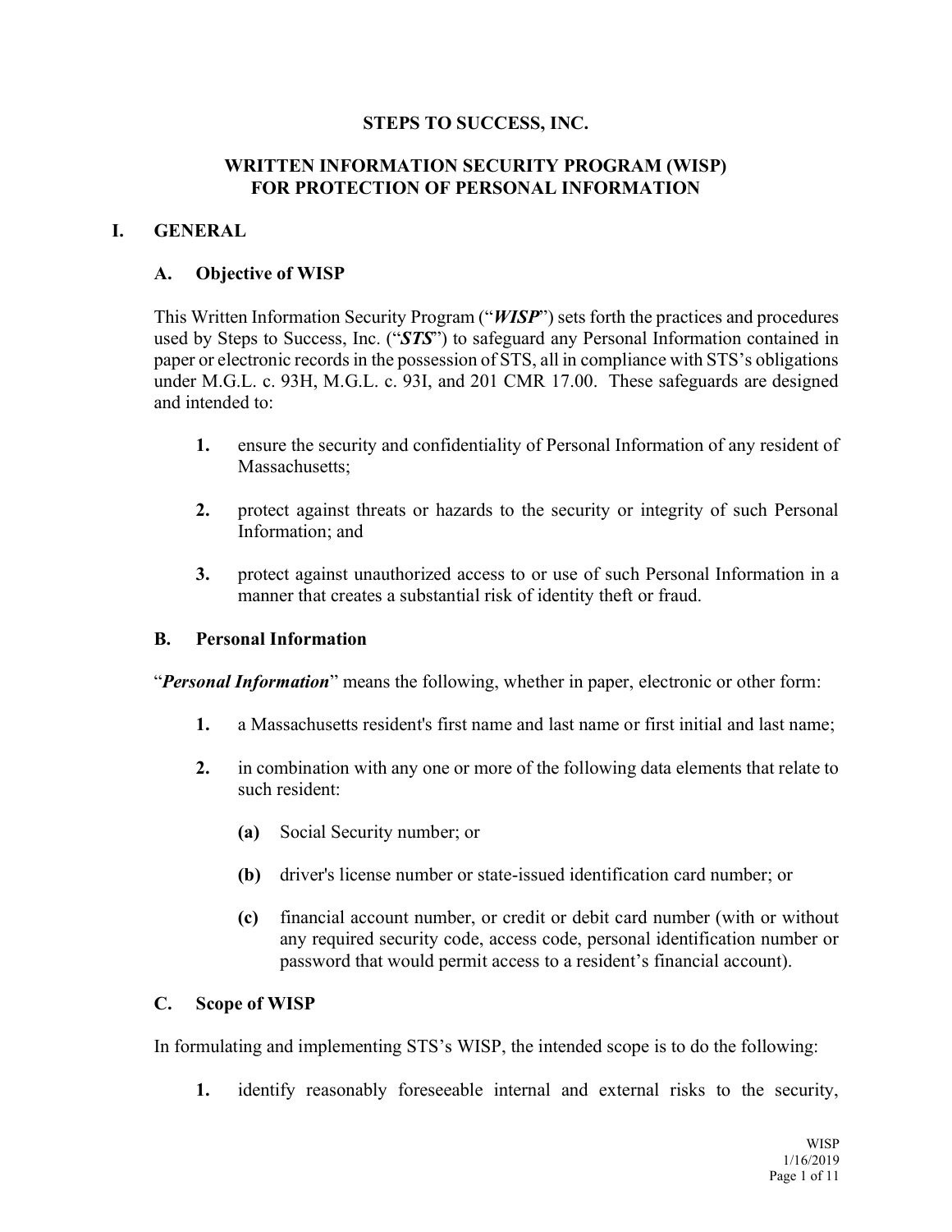# STEPS TO SUCCESS, INC.

## WRITTEN INFORMATION SECURITY PROGRAM (WISP) FOR PROTECTION OF PERSONAL INFORMATION

## I. GENERAL

### A. Objective of WISP

This Written Information Security Program ("***WISP***") sets forth the practices and procedures used by Steps to Success, Inc. ("***STS***") to safeguard any Personal Information contained in paper or electronic records in the possession of STS, all in compliance with STS's obligations under M.G.L. c. 93H, M.G.L. c. 93I, and 201 CMR 17.00. These safeguards are designed and intended to:

**1.** ensure the security and confidentiality of Personal Information of any resident of Massachusetts;

**2.** protect against threats or hazards to the security or integrity of such Personal Information; and

**3.** protect against unauthorized access to or use of such Personal Information in a manner that creates a substantial risk of identity theft or fraud.

### B. Personal Information

"***Personal Information***" means the following, whether in paper, electronic or other form:

**1.** a Massachusetts resident's first name and last name or first initial and last name;

**2.** in combination with any one or more of the following data elements that relate to such resident:

- **(a)** Social Security number; or
- **(b)** driver's license number or state-issued identification card number; or
- **(c)** financial account number, or credit or debit card number (with or without any required security code, access code, personal identification number or password that would permit access to a resident's financial account).

### C. Scope of WISP

In formulating and implementing STS's WISP, the intended scope is to do the following:

**1.** identify reasonably foreseeable internal and external risks to the security,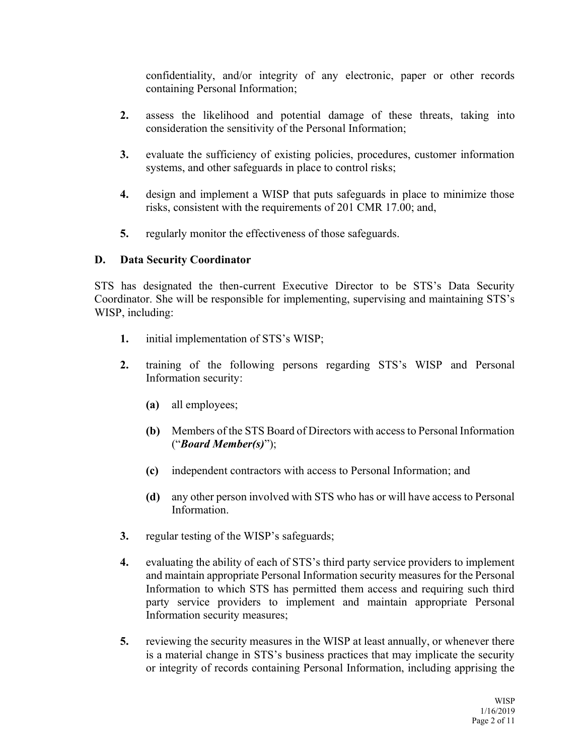confidentiality, and/or integrity of any electronic, paper or other records containing Personal Information;

2. assess the likelihood and potential damage of these threats, taking into consideration the sensitivity of the Personal Information;

3. evaluate the sufficiency of existing policies, procedures, customer information systems, and other safeguards in place to control risks;

4. design and implement a WISP that puts safeguards in place to minimize those risks, consistent with the requirements of 201 CMR 17.00; and,

5. regularly monitor the effectiveness of those safeguards.

### D. Data Security Coordinator

STS has designated the then-current Executive Director to be STS's Data Security Coordinator. She will be responsible for implementing, supervising and maintaining STS's WISP, including:

1. initial implementation of STS's WISP;

2. training of the following persons regarding STS's WISP and Personal Information security:

   **(a)** all employees;

   **(b)** Members of the STS Board of Directors with access to Personal Information ("***Board Member(s)***");

   **(c)** independent contractors with access to Personal Information; and

   **(d)** any other person involved with STS who has or will have access to Personal Information.

3. regular testing of the WISP's safeguards;

4. evaluating the ability of each of STS's third party service providers to implement and maintain appropriate Personal Information security measures for the Personal Information to which STS has permitted them access and requiring such third party service providers to implement and maintain appropriate Personal Information security measures;

5. reviewing the security measures in the WISP at least annually, or whenever there is a material change in STS's business practices that may implicate the security or integrity of records containing Personal Information, including apprising the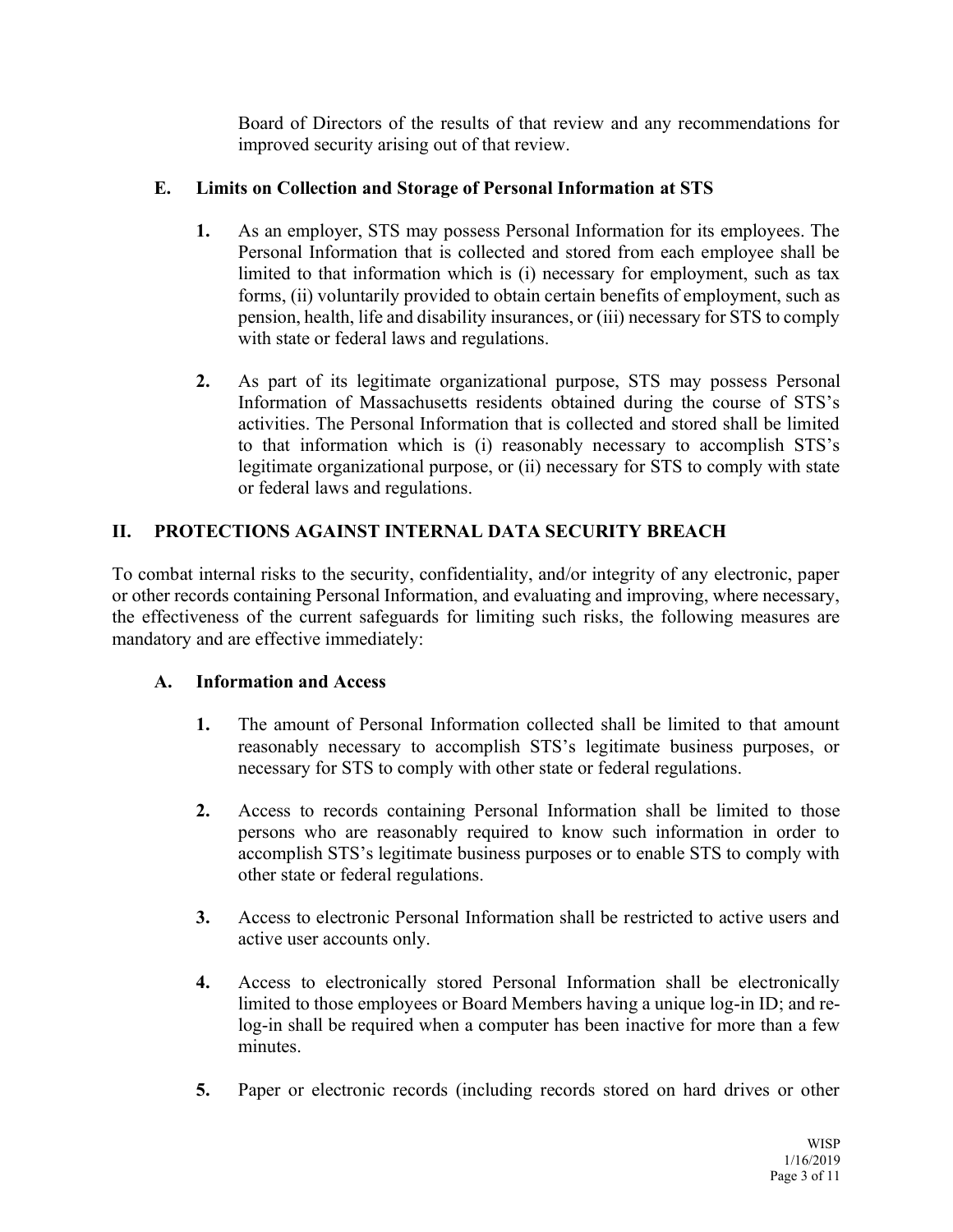Board of Directors of the results of that review and any recommendations for improved security arising out of that review.

### E. Limits on Collection and Storage of Personal Information at STS

1. As an employer, STS may possess Personal Information for its employees. The Personal Information that is collected and stored from each employee shall be limited to that information which is (i) necessary for employment, such as tax forms, (ii) voluntarily provided to obtain certain benefits of employment, such as pension, health, life and disability insurances, or (iii) necessary for STS to comply with state or federal laws and regulations.

2. As part of its legitimate organizational purpose, STS may possess Personal Information of Massachusetts residents obtained during the course of STS's activities. The Personal Information that is collected and stored shall be limited to that information which is (i) reasonably necessary to accomplish STS's legitimate organizational purpose, or (ii) necessary for STS to comply with state or federal laws and regulations.

## II. PROTECTIONS AGAINST INTERNAL DATA SECURITY BREACH

To combat internal risks to the security, confidentiality, and/or integrity of any electronic, paper or other records containing Personal Information, and evaluating and improving, where necessary, the effectiveness of the current safeguards for limiting such risks, the following measures are mandatory and are effective immediately:

### A. Information and Access

1. The amount of Personal Information collected shall be limited to that amount reasonably necessary to accomplish STS's legitimate business purposes, or necessary for STS to comply with other state or federal regulations.

2. Access to records containing Personal Information shall be limited to those persons who are reasonably required to know such information in order to accomplish STS's legitimate business purposes or to enable STS to comply with other state or federal regulations.

3. Access to electronic Personal Information shall be restricted to active users and active user accounts only.

4. Access to electronically stored Personal Information shall be electronically limited to those employees or Board Members having a unique log-in ID; and re-log-in shall be required when a computer has been inactive for more than a few minutes.

5. Paper or electronic records (including records stored on hard drives or other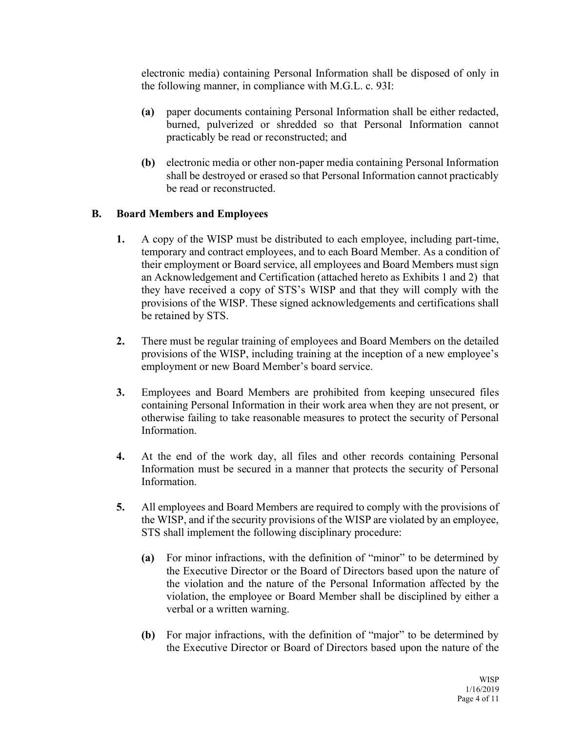electronic media) containing Personal Information shall be disposed of only in the following manner, in compliance with M.G.L. c. 93I:

**(a)** paper documents containing Personal Information shall be either redacted, burned, pulverized or shredded so that Personal Information cannot practicably be read or reconstructed; and

**(b)** electronic media or other non-paper media containing Personal Information shall be destroyed or erased so that Personal Information cannot practicably be read or reconstructed.

## B. Board Members and Employees

**1.** A copy of the WISP must be distributed to each employee, including part-time, temporary and contract employees, and to each Board Member. As a condition of their employment or Board service, all employees and Board Members must sign an Acknowledgement and Certification (attached hereto as Exhibits 1 and 2) that they have received a copy of STS's WISP and that they will comply with the provisions of the WISP. These signed acknowledgements and certifications shall be retained by STS.

**2.** There must be regular training of employees and Board Members on the detailed provisions of the WISP, including training at the inception of a new employee's employment or new Board Member's board service.

**3.** Employees and Board Members are prohibited from keeping unsecured files containing Personal Information in their work area when they are not present, or otherwise failing to take reasonable measures to protect the security of Personal Information.

**4.** At the end of the work day, all files and other records containing Personal Information must be secured in a manner that protects the security of Personal Information.

**5.** All employees and Board Members are required to comply with the provisions of the WISP, and if the security provisions of the WISP are violated by an employee, STS shall implement the following disciplinary procedure:

**(a)** For minor infractions, with the definition of "minor" to be determined by the Executive Director or the Board of Directors based upon the nature of the violation and the nature of the Personal Information affected by the violation, the employee or Board Member shall be disciplined by either a verbal or a written warning.

**(b)** For major infractions, with the definition of "major" to be determined by the Executive Director or Board of Directors based upon the nature of the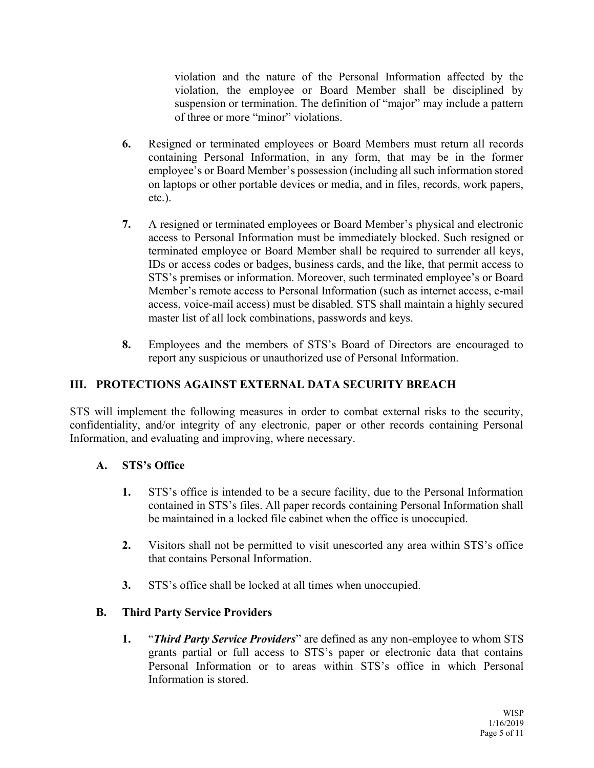violation and the nature of the Personal Information affected by the violation, the employee or Board Member shall be disciplined by suspension or termination. The definition of "major" may include a pattern of three or more "minor" violations.

**6.** Resigned or terminated employees or Board Members must return all records containing Personal Information, in any form, that may be in the former employee's or Board Member's possession (including all such information stored on laptops or other portable devices or media, and in files, records, work papers, etc.).

**7.** A resigned or terminated employees or Board Member's physical and electronic access to Personal Information must be immediately blocked. Such resigned or terminated employee or Board Member shall be required to surrender all keys, IDs or access codes or badges, business cards, and the like, that permit access to STS's premises or information. Moreover, such terminated employee's or Board Member's remote access to Personal Information (such as internet access, e-mail access, voice-mail access) must be disabled. STS shall maintain a highly secured master list of all lock combinations, passwords and keys.

**8.** Employees and the members of STS's Board of Directors are encouraged to report any suspicious or unauthorized use of Personal Information.

## III. PROTECTIONS AGAINST EXTERNAL DATA SECURITY BREACH

STS will implement the following measures in order to combat external risks to the security, confidentiality, and/or integrity of any electronic, paper or other records containing Personal Information, and evaluating and improving, where necessary.

### A. STS's Office

**1.** STS's office is intended to be a secure facility, due to the Personal Information contained in STS's files. All paper records containing Personal Information shall be maintained in a locked file cabinet when the office is unoccupied.

**2.** Visitors shall not be permitted to visit unescorted any area within STS's office that contains Personal Information.

**3.** STS's office shall be locked at all times when unoccupied.

### B. Third Party Service Providers

**1.** "***Third Party Service Providers***" are defined as any non-employee to whom STS grants partial or full access to STS's paper or electronic data that contains Personal Information or to areas within STS's office in which Personal Information is stored.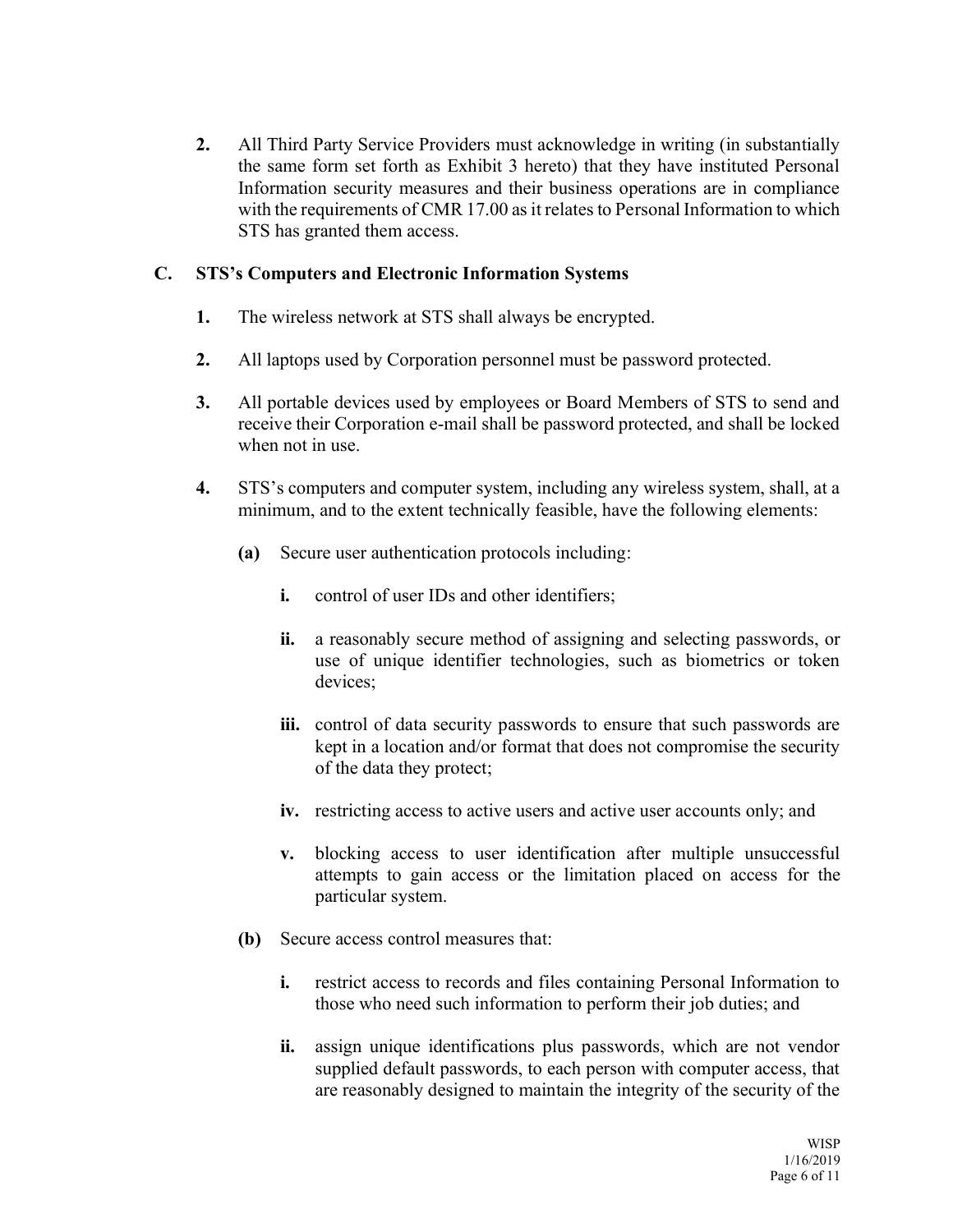**2.** All Third Party Service Providers must acknowledge in writing (in substantially the same form set forth as Exhibit 3 hereto) that they have instituted Personal Information security measures and their business operations are in compliance with the requirements of CMR 17.00 as it relates to Personal Information to which STS has granted them access.

### C. STS's Computers and Electronic Information Systems

**1.** The wireless network at STS shall always be encrypted.

**2.** All laptops used by Corporation personnel must be password protected.

**3.** All portable devices used by employees or Board Members of STS to send and receive their Corporation e-mail shall be password protected, and shall be locked when not in use.

**4.** STS's computers and computer system, including any wireless system, shall, at a minimum, and to the extent technically feasible, have the following elements:

**(a)** Secure user authentication protocols including:

**i.** control of user IDs and other identifiers;

**ii.** a reasonably secure method of assigning and selecting passwords, or use of unique identifier technologies, such as biometrics or token devices;

**iii.** control of data security passwords to ensure that such passwords are kept in a location and/or format that does not compromise the security of the data they protect;

**iv.** restricting access to active users and active user accounts only; and

**v.** blocking access to user identification after multiple unsuccessful attempts to gain access or the limitation placed on access for the particular system.

**(b)** Secure access control measures that:

**i.** restrict access to records and files containing Personal Information to those who need such information to perform their job duties; and

**ii.** assign unique identifications plus passwords, which are not vendor supplied default passwords, to each person with computer access, that are reasonably designed to maintain the integrity of the security of the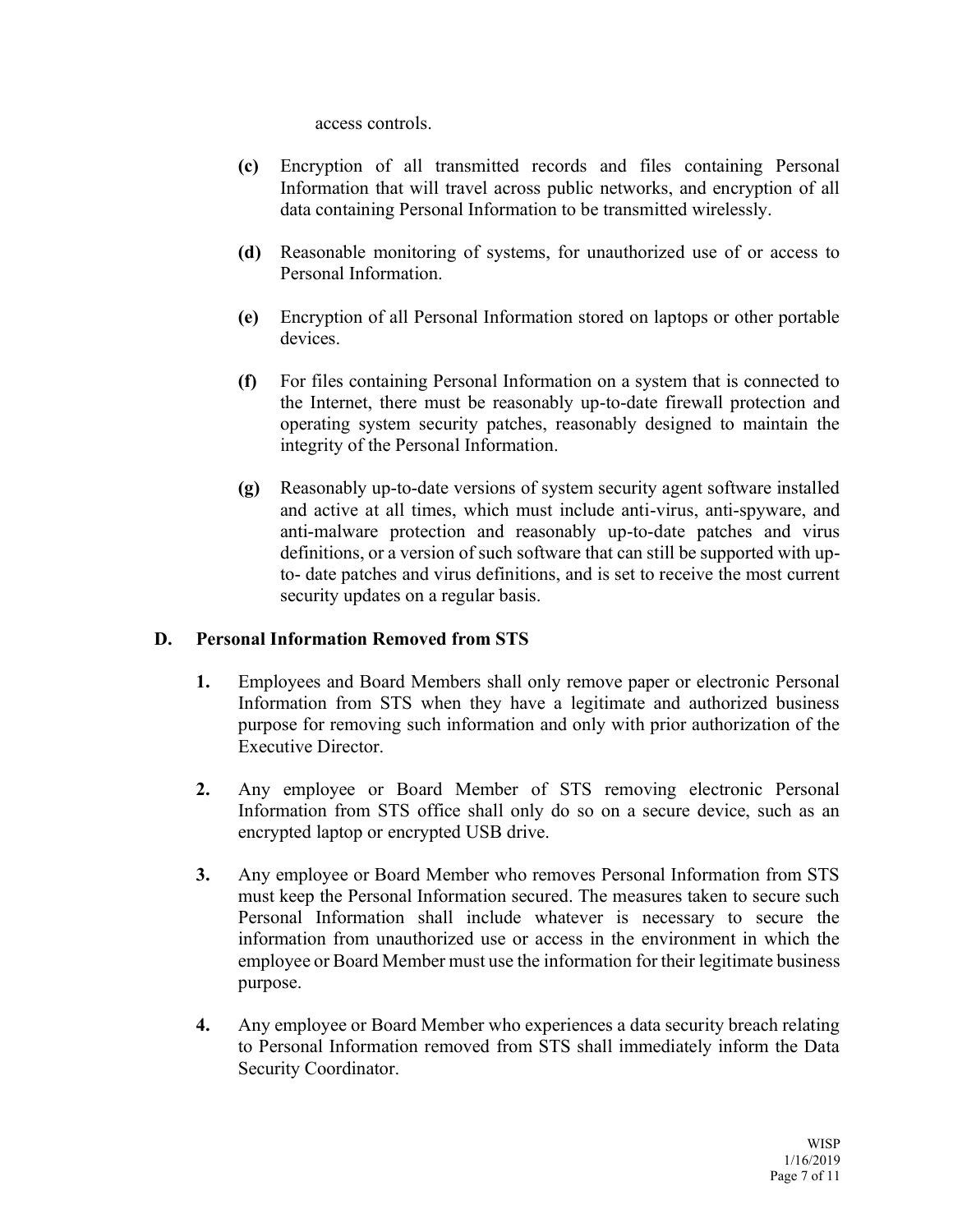access controls.

**(c)** Encryption of all transmitted records and files containing Personal Information that will travel across public networks, and encryption of all data containing Personal Information to be transmitted wirelessly.

**(d)** Reasonable monitoring of systems, for unauthorized use of or access to Personal Information.

**(e)** Encryption of all Personal Information stored on laptops or other portable devices.

**(f)** For files containing Personal Information on a system that is connected to the Internet, there must be reasonably up-to-date firewall protection and operating system security patches, reasonably designed to maintain the integrity of the Personal Information.

**(g)** Reasonably up-to-date versions of system security agent software installed and active at all times, which must include anti-virus, anti-spyware, and anti-malware protection and reasonably up-to-date patches and virus definitions, or a version of such software that can still be supported with up-to- date patches and virus definitions, and is set to receive the most current security updates on a regular basis.

## D. Personal Information Removed from STS

**1.** Employees and Board Members shall only remove paper or electronic Personal Information from STS when they have a legitimate and authorized business purpose for removing such information and only with prior authorization of the Executive Director.

**2.** Any employee or Board Member of STS removing electronic Personal Information from STS office shall only do so on a secure device, such as an encrypted laptop or encrypted USB drive.

**3.** Any employee or Board Member who removes Personal Information from STS must keep the Personal Information secured. The measures taken to secure such Personal Information shall include whatever is necessary to secure the information from unauthorized use or access in the environment in which the employee or Board Member must use the information for their legitimate business purpose.

**4.** Any employee or Board Member who experiences a data security breach relating to Personal Information removed from STS shall immediately inform the Data Security Coordinator.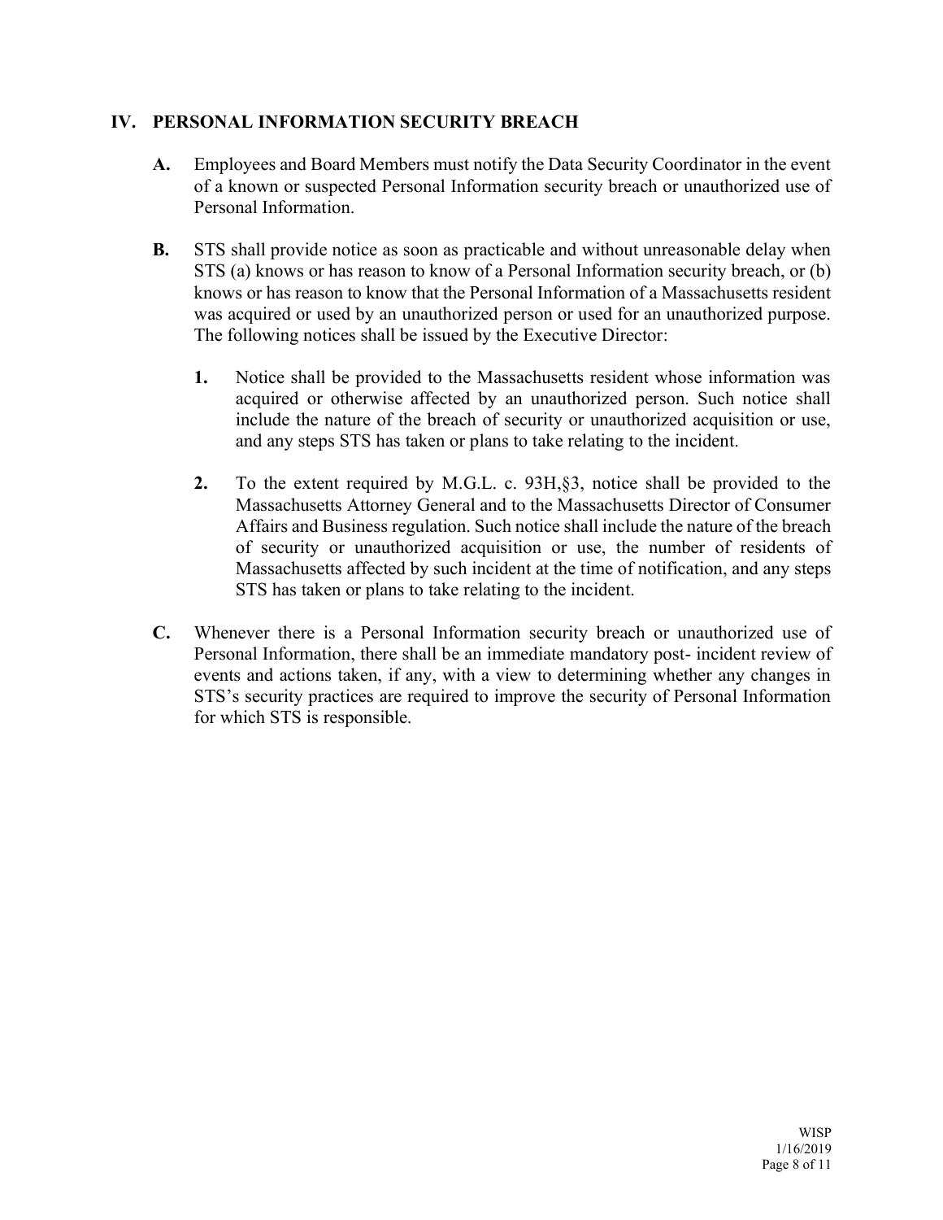## IV. PERSONAL INFORMATION SECURITY BREACH

**A.** Employees and Board Members must notify the Data Security Coordinator in the event of a known or suspected Personal Information security breach or unauthorized use of Personal Information.

**B.** STS shall provide notice as soon as practicable and without unreasonable delay when STS (a) knows or has reason to know of a Personal Information security breach, or (b) knows or has reason to know that the Personal Information of a Massachusetts resident was acquired or used by an unauthorized person or used for an unauthorized purpose. The following notices shall be issued by the Executive Director:

1. Notice shall be provided to the Massachusetts resident whose information was acquired or otherwise affected by an unauthorized person. Such notice shall include the nature of the breach of security or unauthorized acquisition or use, and any steps STS has taken or plans to take relating to the incident.

2. To the extent required by M.G.L. c. 93H,§3, notice shall be provided to the Massachusetts Attorney General and to the Massachusetts Director of Consumer Affairs and Business regulation. Such notice shall include the nature of the breach of security or unauthorized acquisition or use, the number of residents of Massachusetts affected by such incident at the time of notification, and any steps STS has taken or plans to take relating to the incident.

**C.** Whenever there is a Personal Information security breach or unauthorized use of Personal Information, there shall be an immediate mandatory post- incident review of events and actions taken, if any, with a view to determining whether any changes in STS's security practices are required to improve the security of Personal Information for which STS is responsible.